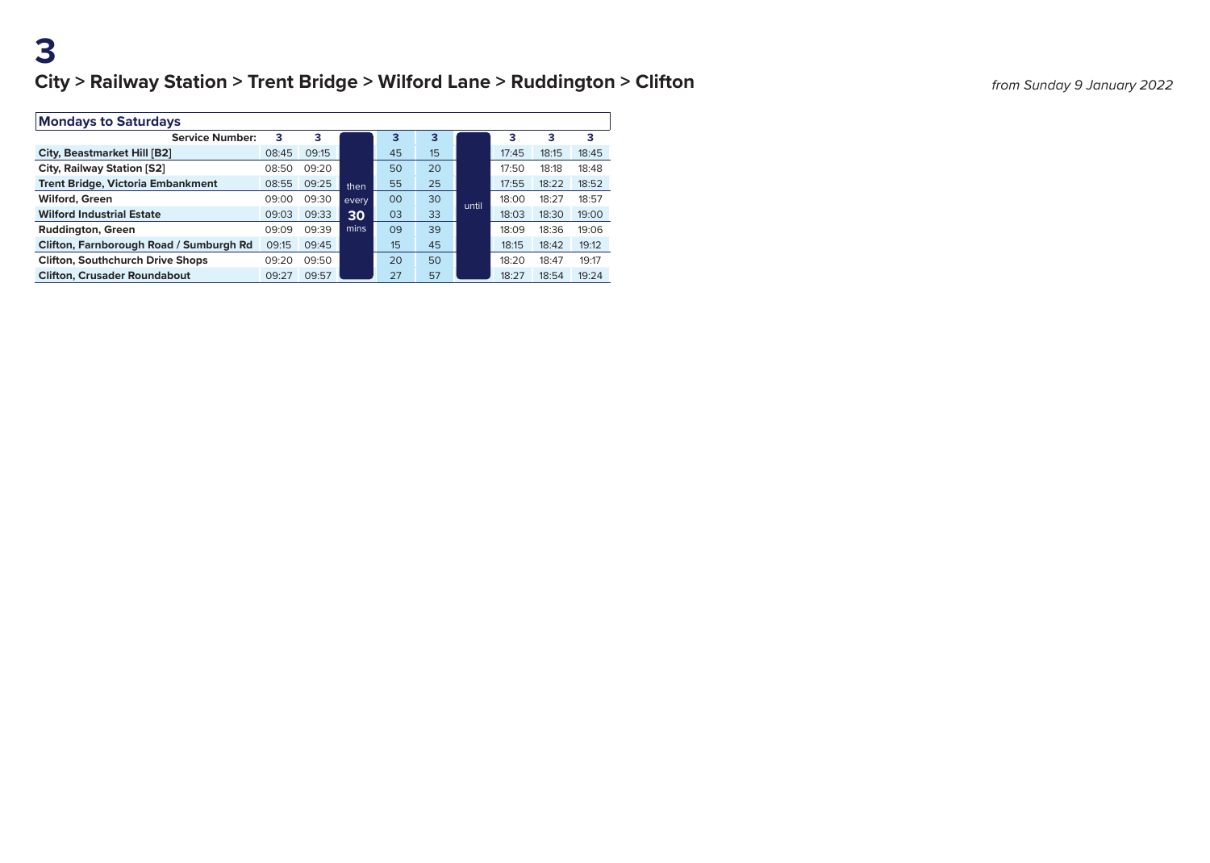# 3

## City > Railway Station > Trent Bridge > Wilford Lane > Ruddington > Clifton

*from Sunday 9 January 2022*

### Mondays to Saturdays

| Service Number: | 3 | 3 | | 3 | 3 | | 3 | 3 | 3 |
|---|---|---|---|---|---|---|---|---|---|
| City, Beastmarket Hill [B2] | 08:45 | 09:15 | | 45 | 15 | | 17:45 | 18:15 | 18:45 |
| City, Railway Station [S2] | 08:50 | 09:20 | | 50 | 20 | | 17:50 | 18:18 | 18:48 |
| Trent Bridge, Victoria Embankment | 08:55 | 09:25 | then | 55 | 25 | | 17:55 | 18:22 | 18:52 |
| Wilford, Green | 09:00 | 09:30 | every | 00 | 30 | until | 18:00 | 18:27 | 18:57 |
| Wilford Industrial Estate | 09:03 | 09:33 | 30 | 03 | 33 | | 18:03 | 18:30 | 19:00 |
| Ruddington, Green | 09:09 | 09:39 | mins | 09 | 39 | | 18:09 | 18:36 | 19:06 |
| Clifton, Farnborough Road / Sumburgh Rd | 09:15 | 09:45 | | 15 | 45 | | 18:15 | 18:42 | 19:12 |
| Clifton, Southchurch Drive Shops | 09:20 | 09:50 | | 20 | 50 | | 18:20 | 18:47 | 19:17 |
| Clifton, Crusader Roundabout | 09:27 | 09:57 | | 27 | 57 | | 18:27 | 18:54 | 19:24 |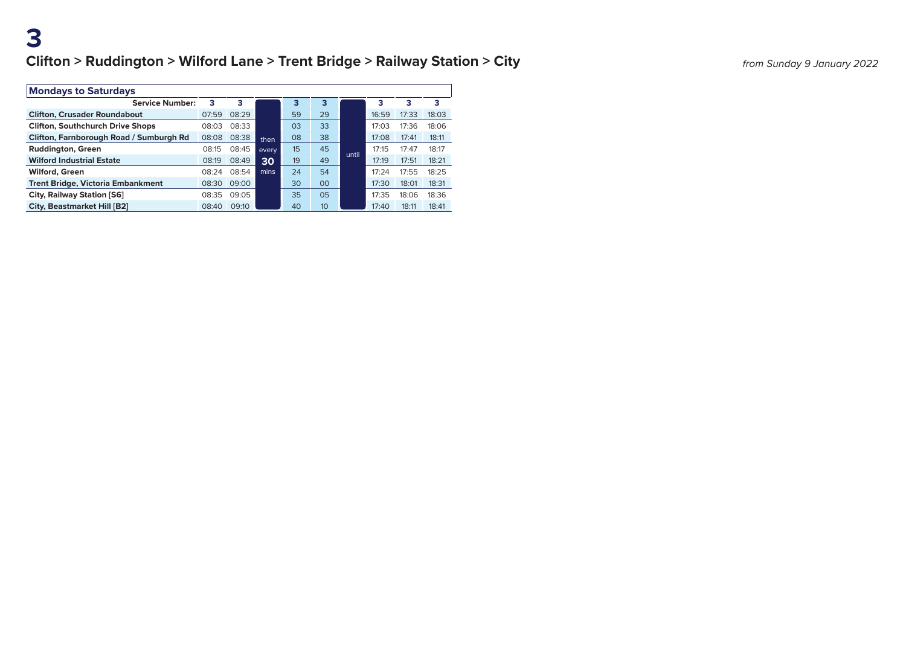# 3

## Clifton > Ruddington > Wilford Lane > Trent Bridge > Railway Station > City

*from Sunday 9 January 2022*

**Mondays to Saturdays**

| Service Number: | 3 | 3 | | 3 | 3 | | 3 | 3 | 3 |
|---|---|---|---|---|---|---|---|---|---|
| Clifton, Crusader Roundabout | 07:59 | 08:29 | then every 30 mins | 59 | 29 | until | 16:59 | 17:33 | 18:03 |
| Clifton, Southchurch Drive Shops | 08:03 | 08:33 | | 03 | 33 | | 17:03 | 17:36 | 18:06 |
| Clifton, Farnborough Road / Sumburgh Rd | 08:08 | 08:38 | | 08 | 38 | | 17:08 | 17:41 | 18:11 |
| Ruddington, Green | 08:15 | 08:45 | | 15 | 45 | | 17:15 | 17:47 | 18:17 |
| Wilford Industrial Estate | 08:19 | 08:49 | | 19 | 49 | | 17:19 | 17:51 | 18:21 |
| Wilford, Green | 08:24 | 08:54 | | 24 | 54 | | 17:24 | 17:55 | 18:25 |
| Trent Bridge, Victoria Embankment | 08:30 | 09:00 | | 30 | 00 | | 17:30 | 18:01 | 18:31 |
| City, Railway Station [S6] | 08:35 | 09:05 | | 35 | 05 | | 17:35 | 18:06 | 18:36 |
| City, Beastmarket Hill [B2] | 08:40 | 09:10 | | 40 | 10 | | 17:40 | 18:11 | 18:41 |